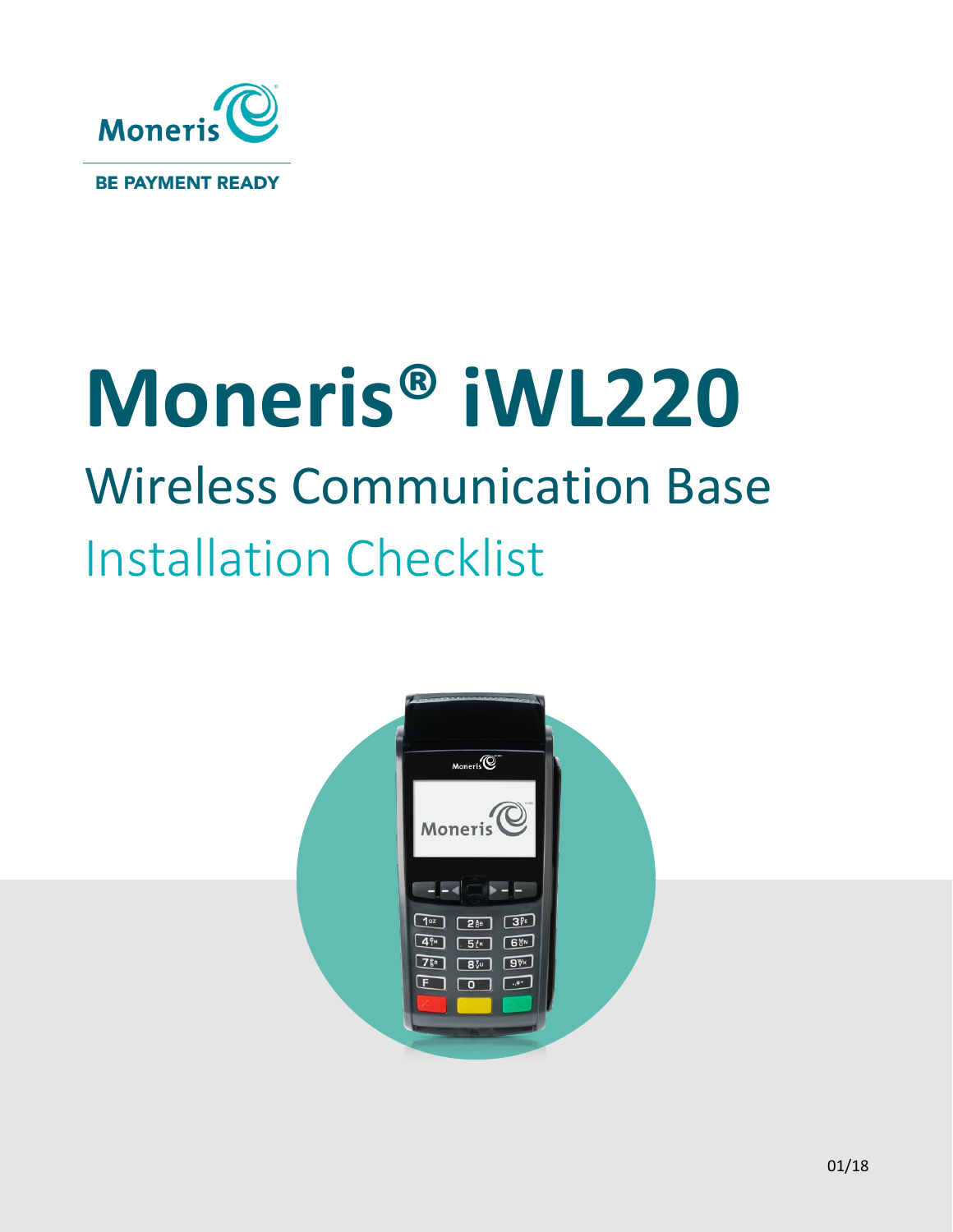Moneris

BE PAYMENT READY

# Moneris® iWL220

## Wireless Communication Base

## Installation Checklist

01/18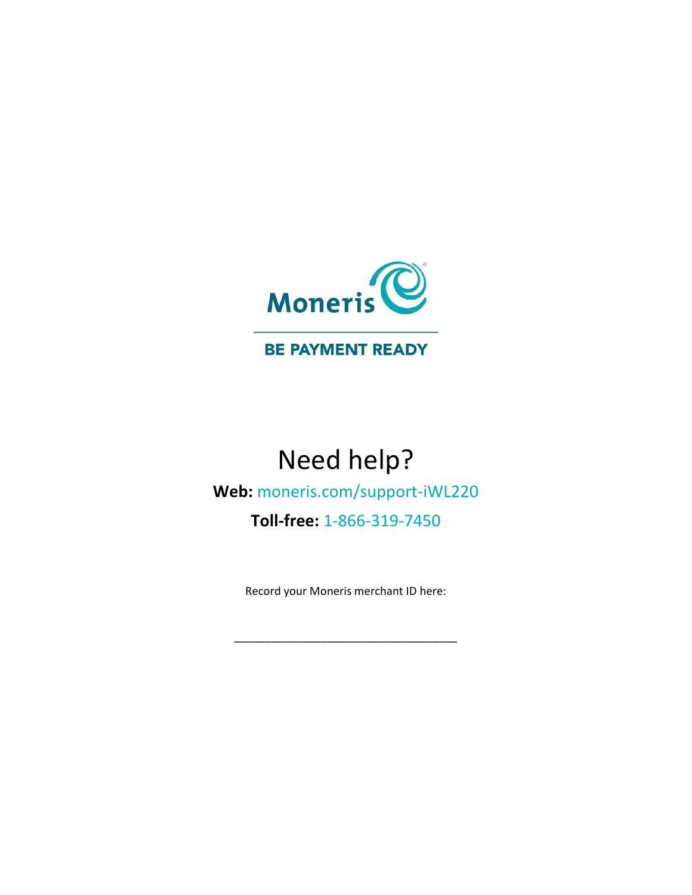Moneris

**BE PAYMENT READY**

# Need help?

**Web:** moneris.com/support-iWL220

**Toll-free:** 1-866-319-7450

Record your Moneris merchant ID here:

\_\_\_\_\_\_\_\_\_\_\_\_\_\_\_\_\_\_\_\_\_\_\_\_\_\_\_\_\_\_\_\_\_\_\_\_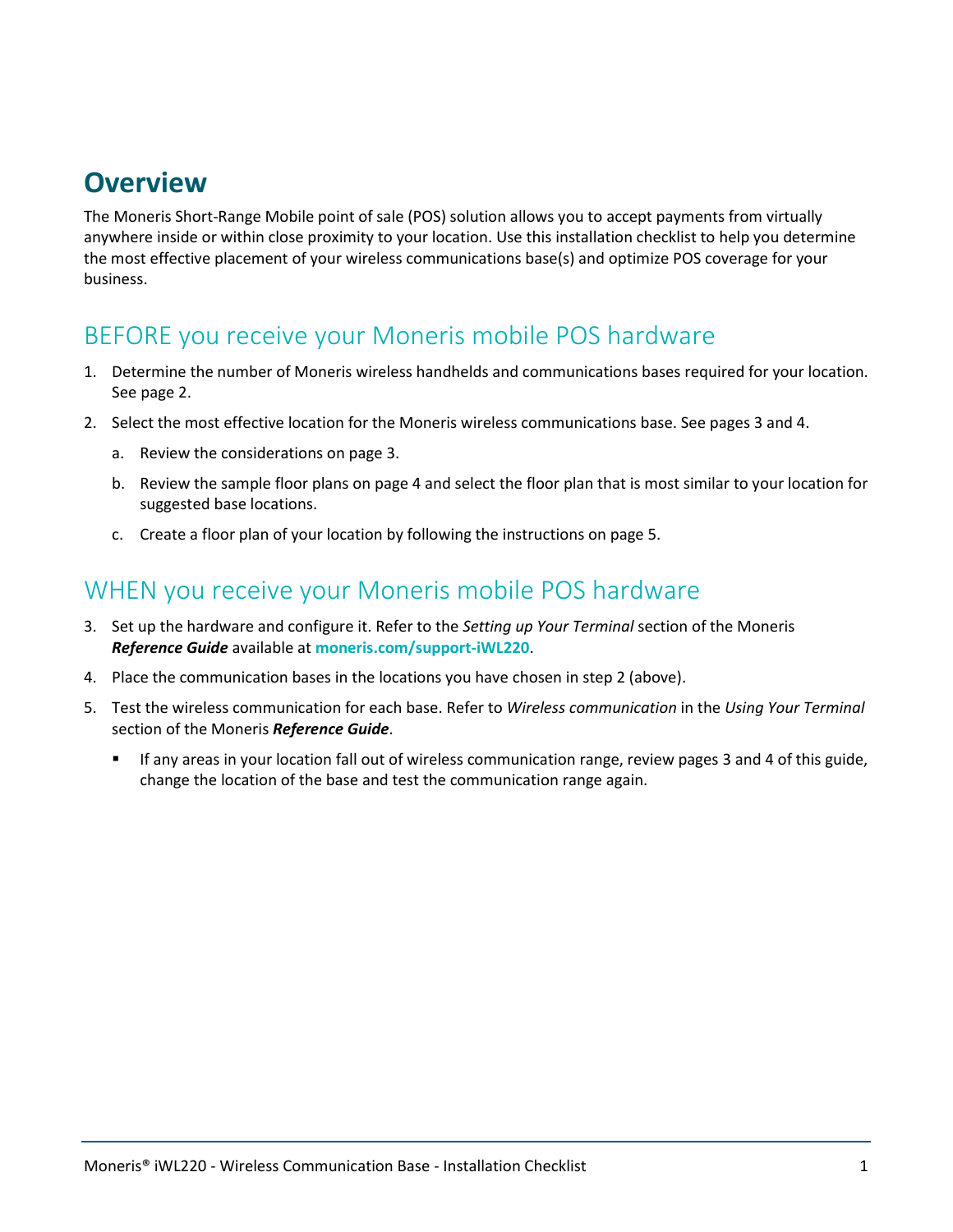# Overview

The Moneris Short-Range Mobile point of sale (POS) solution allows you to accept payments from virtually anywhere inside or within close proximity to your location. Use this installation checklist to help you determine the most effective placement of your wireless communications base(s) and optimize POS coverage for your business.

## BEFORE you receive your Moneris mobile POS hardware

1. Determine the number of Moneris wireless handhelds and communications bases required for your location. See page 2.
2. Select the most effective location for the Moneris wireless communications base. See pages 3 and 4.
   a. Review the considerations on page 3.
   b. Review the sample floor plans on page 4 and select the floor plan that is most similar to your location for suggested base locations.
   c. Create a floor plan of your location by following the instructions on page 5.

## WHEN you receive your Moneris mobile POS hardware

3. Set up the hardware and configure it. Refer to the *Setting up Your Terminal* section of the Moneris ***Reference Guide*** available at **moneris.com/support-iWL220**.
4. Place the communication bases in the locations you have chosen in step 2 (above).
5. Test the wireless communication for each base. Refer to *Wireless communication* in the *Using Your Terminal* section of the Moneris ***Reference Guide***.
   - If any areas in your location fall out of wireless communication range, review pages 3 and 4 of this guide, change the location of the base and test the communication range again.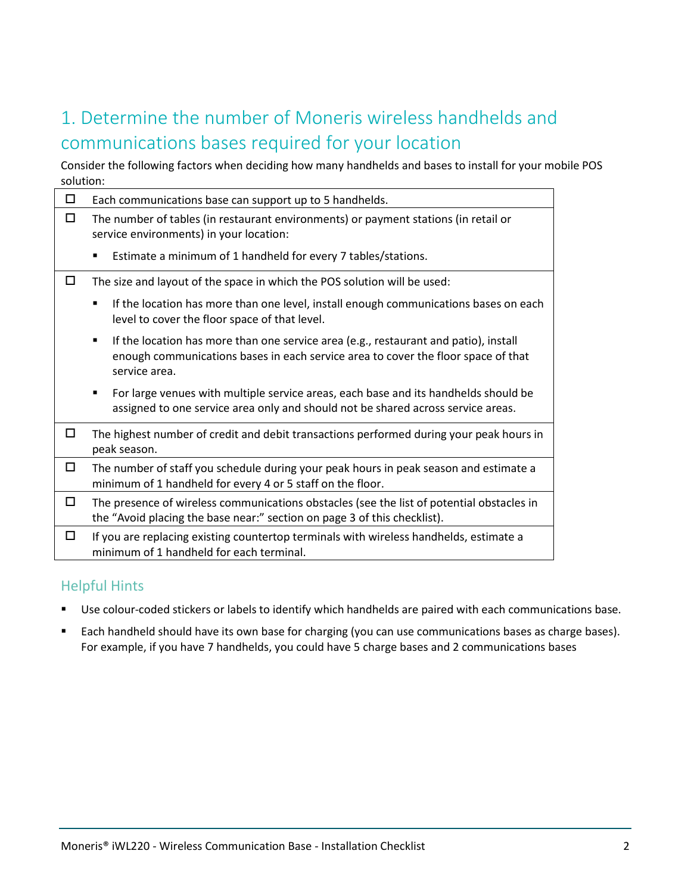## 1. Determine the number of Moneris wireless handhelds and communications bases required for your location

Consider the following factors when deciding how many handhelds and bases to install for your mobile POS solution:

- ☐ Each communications base can support up to 5 handhelds.
- ☐ The number of tables (in restaurant environments) or payment stations (in retail or service environments) in your location:
  - Estimate a minimum of 1 handheld for every 7 tables/stations.
- ☐ The size and layout of the space in which the POS solution will be used:
  - If the location has more than one level, install enough communications bases on each level to cover the floor space of that level.
  - If the location has more than one service area (e.g., restaurant and patio), install enough communications bases in each service area to cover the floor space of that service area.
  - For large venues with multiple service areas, each base and its handhelds should be assigned to one service area only and should not be shared across service areas.
- ☐ The highest number of credit and debit transactions performed during your peak hours in peak season.
- ☐ The number of staff you schedule during your peak hours in peak season and estimate a minimum of 1 handheld for every 4 or 5 staff on the floor.
- ☐ The presence of wireless communications obstacles (see the list of potential obstacles in the "Avoid placing the base near:" section on page 3 of this checklist).
- ☐ If you are replacing existing countertop terminals with wireless handhelds, estimate a minimum of 1 handheld for each terminal.

### Helpful Hints

- Use colour-coded stickers or labels to identify which handhelds are paired with each communications base.
- Each handheld should have its own base for charging (you can use communications bases as charge bases). For example, if you have 7 handhelds, you could have 5 charge bases and 2 communications bases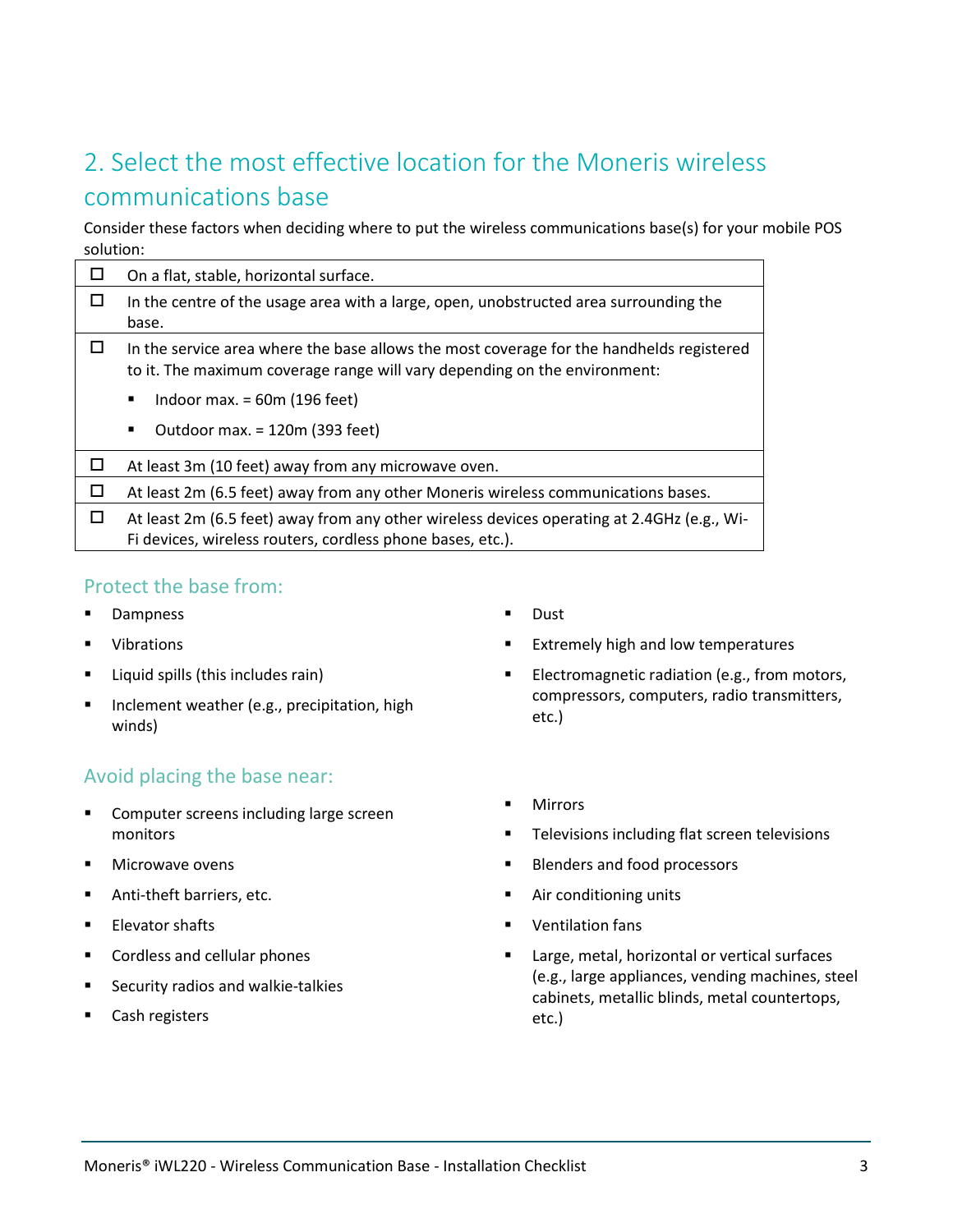## 2. Select the most effective location for the Moneris wireless communications base

Consider these factors when deciding where to put the wireless communications base(s) for your mobile POS solution:

| | |
|---|---|
| ☐ | On a flat, stable, horizontal surface. |
| ☐ | In the centre of the usage area with a large, open, unobstructed area surrounding the base. |
| ☐ | In the service area where the base allows the most coverage for the handhelds registered to it. The maximum coverage range will vary depending on the environment:<br>▪ Indoor max. = 60m (196 feet)<br>▪ Outdoor max. = 120m (393 feet) |
| ☐ | At least 3m (10 feet) away from any microwave oven. |
| ☐ | At least 2m (6.5 feet) away from any other Moneris wireless communications bases. |
| ☐ | At least 2m (6.5 feet) away from any other wireless devices operating at 2.4GHz (e.g., Wi-Fi devices, wireless routers, cordless phone bases, etc.). |

### Protect the base from:

- Dampness
- Vibrations
- Liquid spills (this includes rain)
- Inclement weather (e.g., precipitation, high winds)
- Dust
- Extremely high and low temperatures
- Electromagnetic radiation (e.g., from motors, compressors, computers, radio transmitters, etc.)

### Avoid placing the base near:

- Computer screens including large screen monitors
- Microwave ovens
- Anti-theft barriers, etc.
- Elevator shafts
- Cordless and cellular phones
- Security radios and walkie-talkies
- Cash registers
- Mirrors
- Televisions including flat screen televisions
- Blenders and food processors
- Air conditioning units
- Ventilation fans
- Large, metal, horizontal or vertical surfaces (e.g., large appliances, vending machines, steel cabinets, metallic blinds, metal countertops, etc.)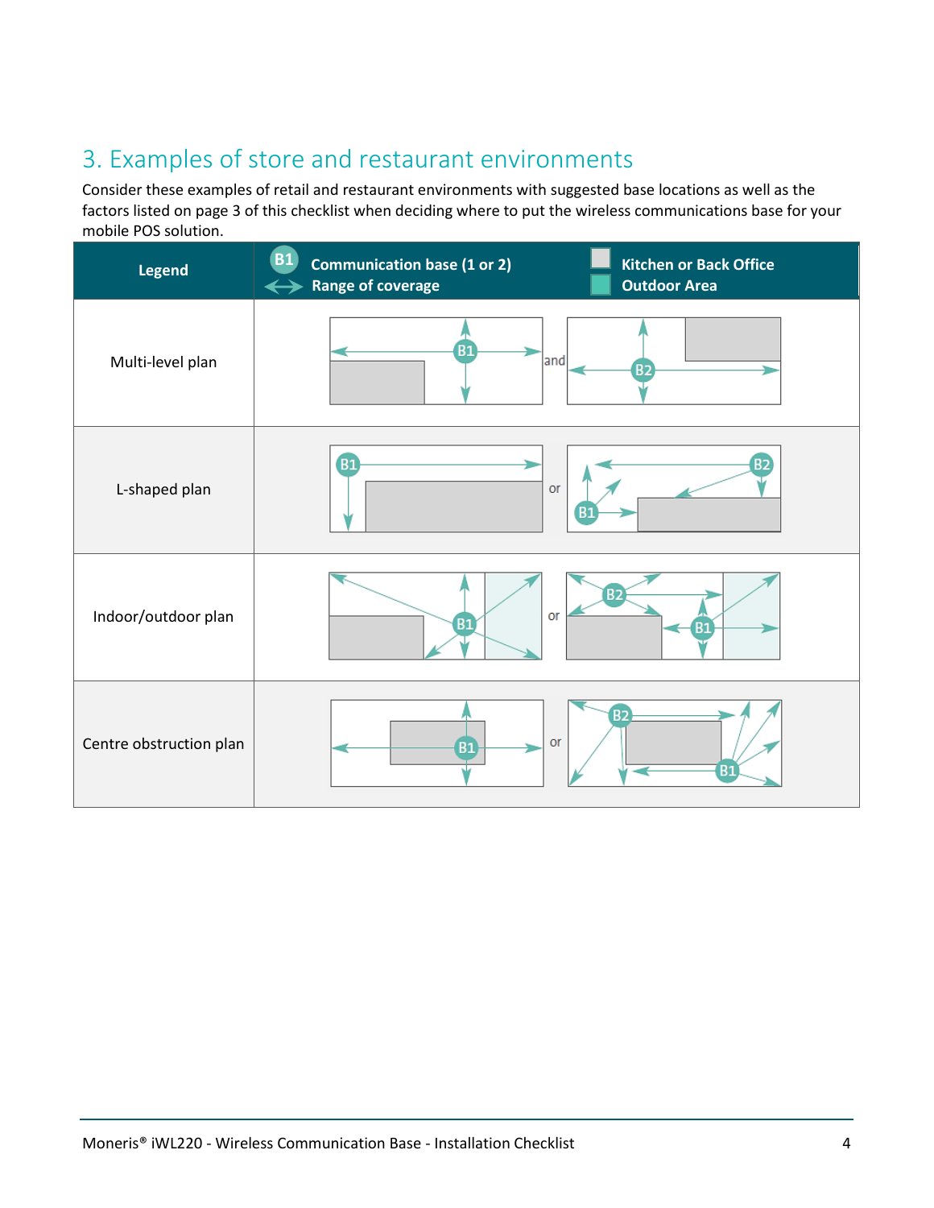## 3. Examples of store and restaurant environments

Consider these examples of retail and restaurant environments with suggested base locations as well as the factors listed on page 3 of this checklist when deciding where to put the wireless communications base for your mobile POS solution.

| Legend | B1 Communication base (1 or 2) / Range of coverage | Kitchen or Back Office / Outdoor Area |
| --- | --- | --- |
| Multi-level plan | B1 and B2 | |
| L-shaped plan | B1 or B1, B2 | |
| Indoor/outdoor plan | B1 or B2, B1 | |
| Centre obstruction plan | B1 or B2, B1 | |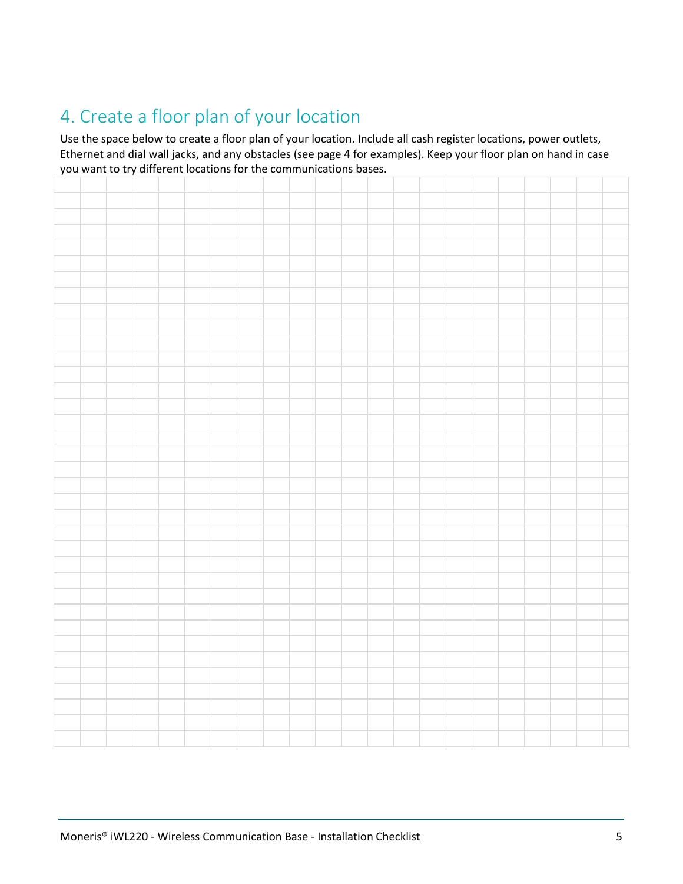## 4. Create a floor plan of your location

Use the space below to create a floor plan of your location. Include all cash register locations, power outlets, Ethernet and dial wall jacks, and any obstacles (see page 4 for examples). Keep your floor plan on hand in case you want to try different locations for the communications bases.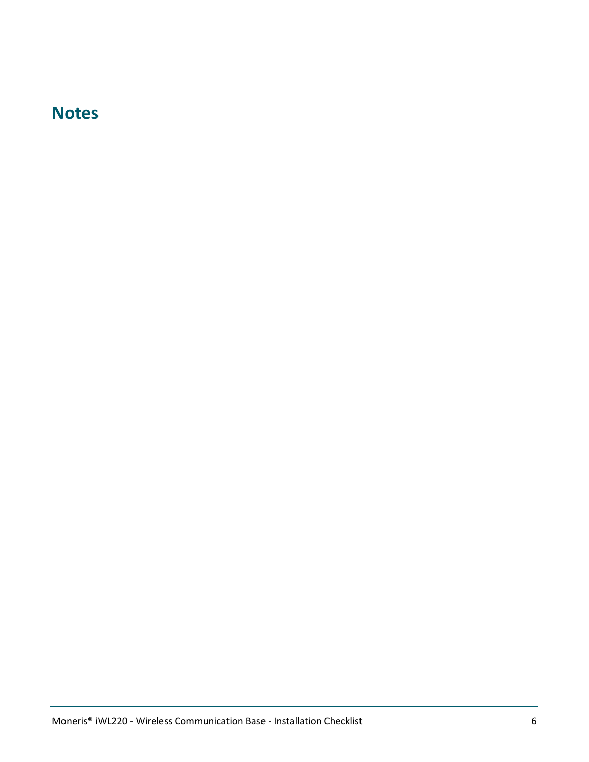## Notes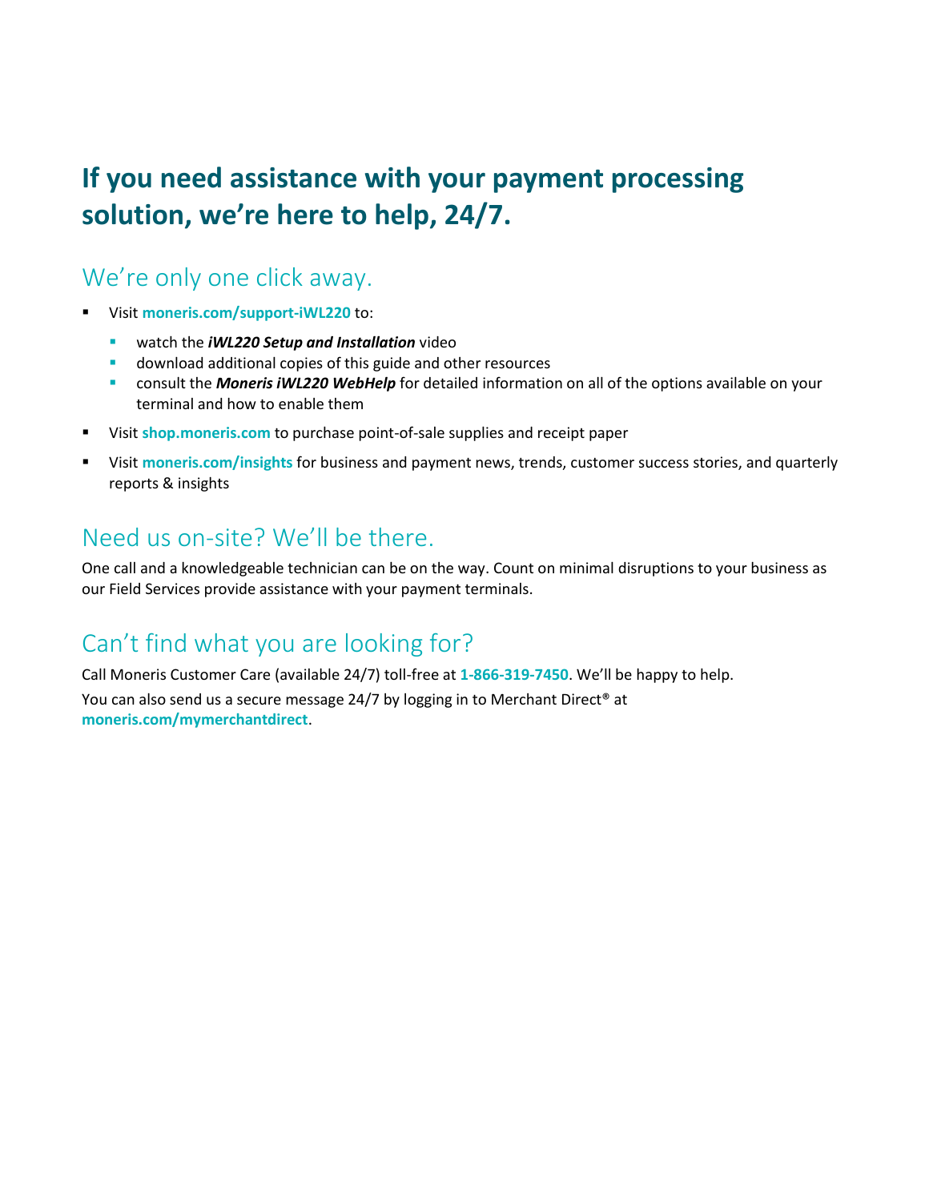# If you need assistance with your payment processing solution, we're here to help, 24/7.

## We're only one click away.

- Visit **moneris.com/support-iWL220** to:
  - watch the ***iWL220 Setup and Installation*** video
  - download additional copies of this guide and other resources
  - consult the ***Moneris iWL220 WebHelp*** for detailed information on all of the options available on your terminal and how to enable them
- Visit **shop.moneris.com** to purchase point-of-sale supplies and receipt paper
- Visit **moneris.com/insights** for business and payment news, trends, customer success stories, and quarterly reports & insights

## Need us on-site? We'll be there.

One call and a knowledgeable technician can be on the way. Count on minimal disruptions to your business as our Field Services provide assistance with your payment terminals.

## Can't find what you are looking for?

Call Moneris Customer Care (available 24/7) toll-free at **1-866-319-7450**. We'll be happy to help.

You can also send us a secure message 24/7 by logging in to Merchant Direct® at **moneris.com/mymerchantdirect**.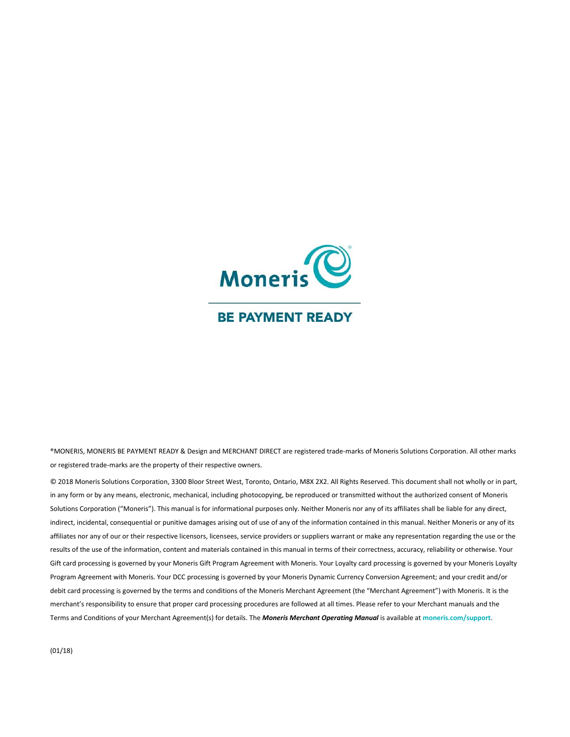Moneris

BE PAYMENT READY

®MONERIS, MONERIS BE PAYMENT READY & Design and MERCHANT DIRECT are registered trade-marks of Moneris Solutions Corporation. All other marks or registered trade-marks are the property of their respective owners.

© 2018 Moneris Solutions Corporation, 3300 Bloor Street West, Toronto, Ontario, M8X 2X2. All Rights Reserved. This document shall not wholly or in part, in any form or by any means, electronic, mechanical, including photocopying, be reproduced or transmitted without the authorized consent of Moneris Solutions Corporation ("Moneris"). This manual is for informational purposes only. Neither Moneris nor any of its affiliates shall be liable for any direct, indirect, incidental, consequential or punitive damages arising out of use of any of the information contained in this manual. Neither Moneris or any of its affiliates nor any of our or their respective licensors, licensees, service providers or suppliers warrant or make any representation regarding the use or the results of the use of the information, content and materials contained in this manual in terms of their correctness, accuracy, reliability or otherwise. Your Gift card processing is governed by your Moneris Gift Program Agreement with Moneris. Your Loyalty card processing is governed by your Moneris Loyalty Program Agreement with Moneris. Your DCC processing is governed by your Moneris Dynamic Currency Conversion Agreement; and your credit and/or debit card processing is governed by the terms and conditions of the Moneris Merchant Agreement (the "Merchant Agreement") with Moneris. It is the merchant's responsibility to ensure that proper card processing procedures are followed at all times. Please refer to your Merchant manuals and the Terms and Conditions of your Merchant Agreement(s) for details. The ***Moneris Merchant Operating Manual*** is available at **moneris.com/support**.

(01/18)